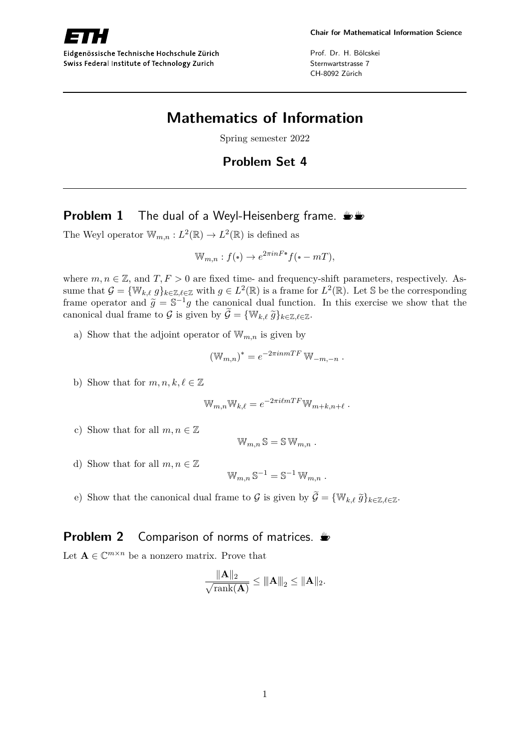Eidgenössische Technische Hochschule Zürich
Swiss Federal Institute of Technology Zurich

**Chair for Mathematical Information Science**

Prof. Dr. H. Bölcskei
Sternwartstrasse 7
CH-8092 Zürich

# Mathematics of Information

Spring semester 2022

## Problem Set 4

### Problem 1 The dual of a Weyl-Heisenberg frame.

The Weyl operator $\mathbb{W}_{m,n} : L^2(\mathbb{R}) \to L^2(\mathbb{R})$ is defined as

$$\mathbb{W}_{m,n} : f(\bullet) \to e^{2\pi i n F \bullet} f(\bullet - mT),$$

where $m, n \in \mathbb{Z}$, and $T, F > 0$ are fixed time- and frequency-shift parameters, respectively. Assume that $\mathcal{G} = \{\mathbb{W}_{k,\ell}\, g\}_{k\in\mathbb{Z},\ell\in\mathbb{Z}}$ with $g \in L^2(\mathbb{R})$ is a frame for $L^2(\mathbb{R})$. Let $\mathbb{S}$ be the corresponding frame operator and $\widetilde{g} = \mathbb{S}^{-1} g$ the canonical dual function. In this exercise we show that the canonical dual frame to $\mathcal{G}$ is given by $\widetilde{\mathcal{G}} = \{\mathbb{W}_{k,\ell}\, \widetilde{g}\}_{k\in\mathbb{Z},\ell\in\mathbb{Z}}$.

a) Show that the adjoint operator of $\mathbb{W}_{m,n}$ is given by

$$(\mathbb{W}_{m,n})^* = e^{-2\pi i n m T F}\, \mathbb{W}_{-m,-n}\,.$$

b) Show that for $m, n, k, \ell \in \mathbb{Z}$

$$\mathbb{W}_{m,n}\mathbb{W}_{k,\ell} = e^{-2\pi i \ell m T F}\mathbb{W}_{m+k,n+\ell}\,.$$

c) Show that for all $m, n \in \mathbb{Z}$

$$\mathbb{W}_{m,n}\, \mathbb{S} = \mathbb{S}\, \mathbb{W}_{m,n}\,.$$

d) Show that for all $m, n \in \mathbb{Z}$

$$\mathbb{W}_{m,n}\, \mathbb{S}^{-1} = \mathbb{S}^{-1}\, \mathbb{W}_{m,n}\,.$$

e) Show that the canonical dual frame to $\mathcal{G}$ is given by $\widetilde{\mathcal{G}} = \{\mathbb{W}_{k,\ell}\, \widetilde{g}\}_{k\in\mathbb{Z},\ell\in\mathbb{Z}}$.

### Problem 2 Comparison of norms of matrices.

Let $\mathbf{A} \in \mathbb{C}^{m\times n}$ be a nonzero matrix. Prove that

$$\frac{\|\mathbf{A}\|_2}{\sqrt{\operatorname{rank}(\mathbf{A})}} \le \|\!|\mathbf{A}|\!\|_2 \le \|\mathbf{A}\|_2.$$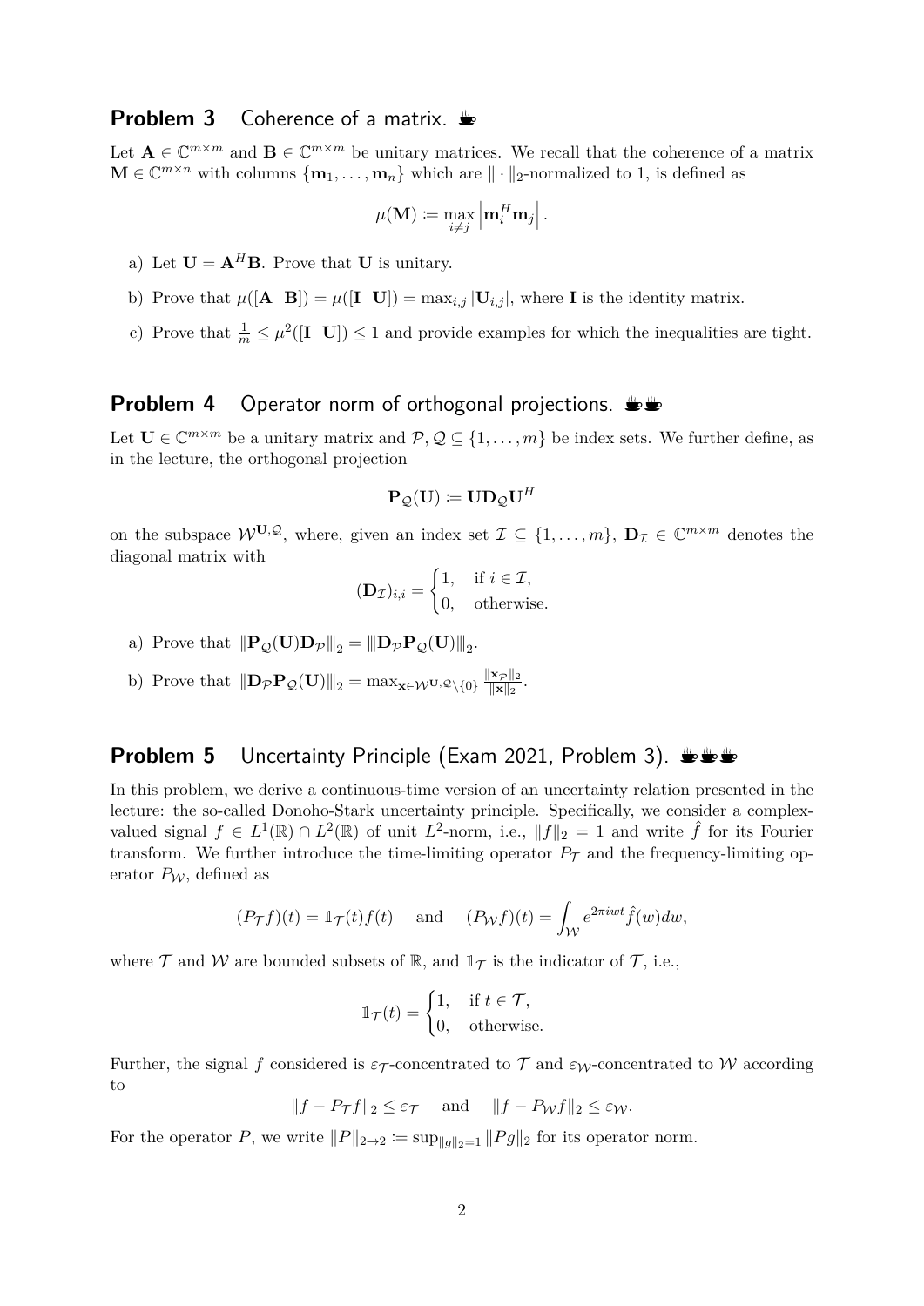## Problem 3 Coherence of a matrix.

Let $\mathbf{A} \in \mathbb{C}^{m\times m}$ and $\mathbf{B} \in \mathbb{C}^{m\times m}$ be unitary matrices. We recall that the coherence of a matrix $\mathbf{M} \in \mathbb{C}^{m\times n}$ with columns $\{\mathbf{m}_1, \ldots, \mathbf{m}_n\}$ which are $\|\cdot\|_2$-normalized to 1, is defined as

$$\mu(\mathbf{M}) := \max_{i\neq j} \left|\mathbf{m}_i^H \mathbf{m}_j\right|.$$

a) Let $\mathbf{U} = \mathbf{A}^H\mathbf{B}$. Prove that $\mathbf{U}$ is unitary.

b) Prove that $\mu([\mathbf{A} \;\; \mathbf{B}]) = \mu([\mathbf{I} \;\; \mathbf{U}]) = \max_{i,j} |\mathbf{U}_{i,j}|$, where $\mathbf{I}$ is the identity matrix.

c) Prove that $\frac{1}{m} \leq \mu^2([\mathbf{I} \;\; \mathbf{U}]) \leq 1$ and provide examples for which the inequalities are tight.

## Problem 4 Operator norm of orthogonal projections.

Let $\mathbf{U} \in \mathbb{C}^{m\times m}$ be a unitary matrix and $\mathcal{P}, \mathcal{Q} \subseteq \{1, \ldots, m\}$ be index sets. We further define, as in the lecture, the orthogonal projection

$$\mathbf{P}_{\mathcal{Q}}(\mathbf{U}) := \mathbf{U}\mathbf{D}_{\mathcal{Q}}\mathbf{U}^H$$

on the subspace $\mathcal{W}^{\mathbf{U},\mathcal{Q}}$, where, given an index set $\mathcal{I} \subseteq \{1, \ldots, m\}$, $\mathbf{D}_{\mathcal{I}} \in \mathbb{C}^{m\times m}$ denotes the diagonal matrix with

$$(\mathbf{D}_{\mathcal{I}})_{i,i} = \begin{cases} 1, & \text{if } i \in \mathcal{I}, \\ 0, & \text{otherwise.} \end{cases}$$

a) Prove that $\|\mathbf{P}_{\mathcal{Q}}(\mathbf{U})\mathbf{D}_{\mathcal{P}}\|_2 = \|\mathbf{D}_{\mathcal{P}}\mathbf{P}_{\mathcal{Q}}(\mathbf{U})\|_2$.

b) Prove that $\|\mathbf{D}_{\mathcal{P}}\mathbf{P}_{\mathcal{Q}}(\mathbf{U})\|_2 = \max_{\mathbf{x}\in\mathcal{W}^{\mathbf{U},\mathcal{Q}}\setminus\{0\}} \frac{\|\mathbf{x}_{\mathcal{P}}\|_2}{\|\mathbf{x}\|_2}$.

## Problem 5 Uncertainty Principle (Exam 2021, Problem 3).

In this problem, we derive a continuous-time version of an uncertainty relation presented in the lecture: the so-called Donoho-Stark uncertainty principle. Specifically, we consider a complex-valued signal $f \in L^1(\mathbb{R}) \cap L^2(\mathbb{R})$ of unit $L^2$-norm, i.e., $\|f\|_2 = 1$ and write $\hat{f}$ for its Fourier transform. We further introduce the time-limiting operator $P_{\mathcal{T}}$ and the frequency-limiting operator $P_{\mathcal{W}}$, defined as

$$(P_{\mathcal{T}}f)(t) = \mathbb{1}_{\mathcal{T}}(t)f(t) \quad \text{and} \quad (P_{\mathcal{W}}f)(t) = \int_{\mathcal{W}} e^{2\pi iwt}\hat{f}(w)dw,$$

where $\mathcal{T}$ and $\mathcal{W}$ are bounded subsets of $\mathbb{R}$, and $\mathbb{1}_{\mathcal{T}}$ is the indicator of $\mathcal{T}$, i.e.,

$$\mathbb{1}_{\mathcal{T}}(t) = \begin{cases} 1, & \text{if } t \in \mathcal{T}, \\ 0, & \text{otherwise.} \end{cases}$$

Further, the signal $f$ considered is $\varepsilon_{\mathcal{T}}$-concentrated to $\mathcal{T}$ and $\varepsilon_{\mathcal{W}}$-concentrated to $\mathcal{W}$ according to

$$\|f - P_{\mathcal{T}}f\|_2 \leq \varepsilon_{\mathcal{T}} \quad \text{and} \quad \|f - P_{\mathcal{W}}f\|_2 \leq \varepsilon_{\mathcal{W}}.$$

For the operator $P$, we write $\|P\|_{2\to 2} := \sup_{\|g\|_2=1} \|Pg\|_2$ for its operator norm.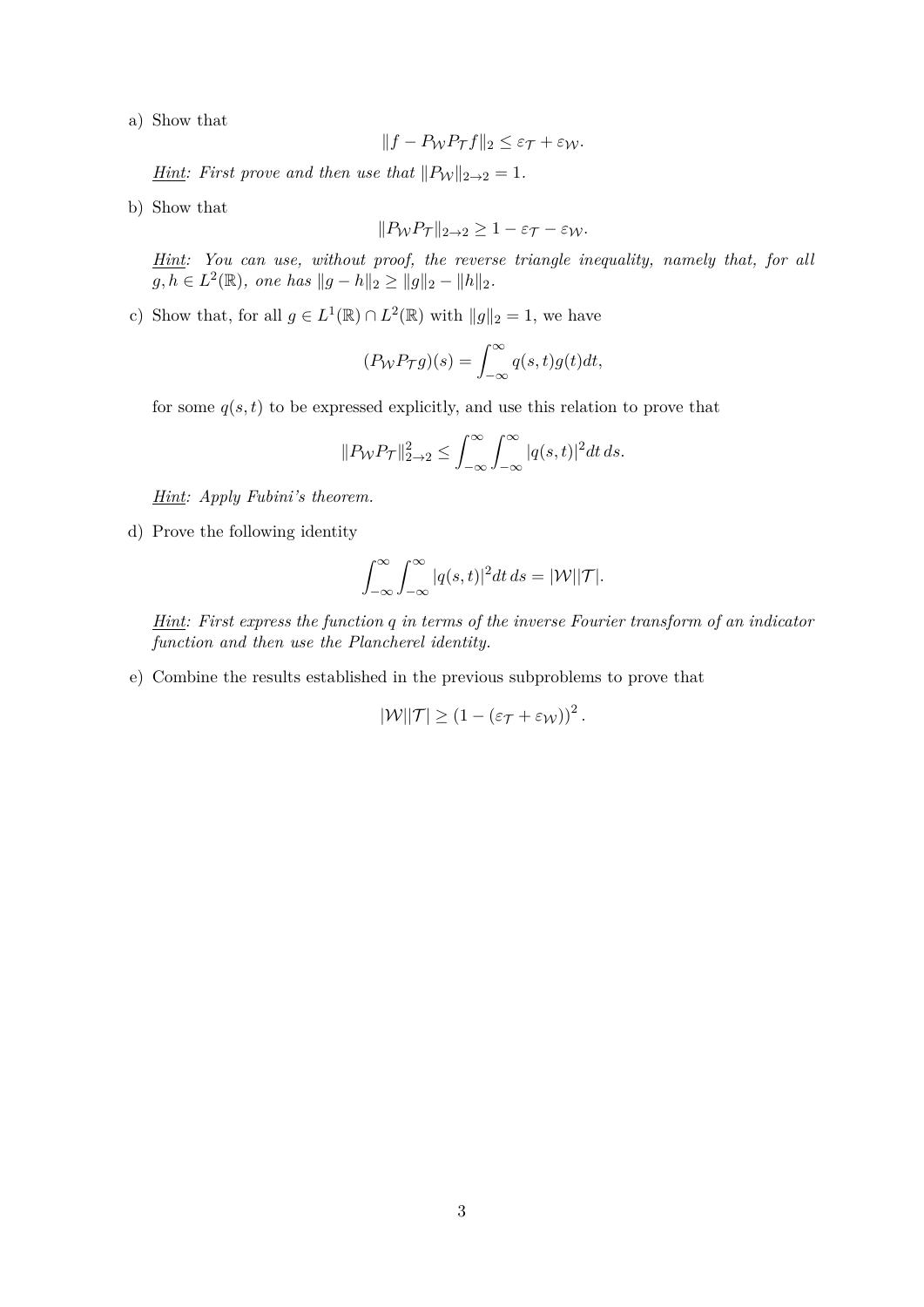a) Show that

$$\|f - P_{\mathcal{W}} P_{\mathcal{T}} f\|_2 \leq \varepsilon_{\mathcal{T}} + \varepsilon_{\mathcal{W}}.$$

*Hint: First prove and then use that $\|P_{\mathcal{W}}\|_{2\to 2} = 1$.*

b) Show that

$$\|P_{\mathcal{W}} P_{\mathcal{T}}\|_{2\to 2} \geq 1 - \varepsilon_{\mathcal{T}} - \varepsilon_{\mathcal{W}}.$$

*Hint: You can use, without proof, the reverse triangle inequality, namely that, for all $g, h \in L^2(\mathbb{R})$, one has $\|g - h\|_2 \geq \|g\|_2 - \|h\|_2$.*

c) Show that, for all $g \in L^1(\mathbb{R}) \cap L^2(\mathbb{R})$ with $\|g\|_2 = 1$, we have

$$(P_{\mathcal{W}} P_{\mathcal{T}} g)(s) = \int_{-\infty}^{\infty} q(s,t) g(t) dt,$$

for some $q(s,t)$ to be expressed explicitly, and use this relation to prove that

$$\|P_{\mathcal{W}} P_{\mathcal{T}}\|_{2\to 2}^2 \leq \int_{-\infty}^{\infty} \int_{-\infty}^{\infty} |q(s,t)|^2 dt\, ds.$$

*Hint: Apply Fubini's theorem.*

d) Prove the following identity

$$\int_{-\infty}^{\infty} \int_{-\infty}^{\infty} |q(s,t)|^2 dt\, ds = |\mathcal{W}||\mathcal{T}|.$$

*Hint: First express the function q in terms of the inverse Fourier transform of an indicator function and then use the Plancherel identity.*

e) Combine the results established in the previous subproblems to prove that

$$|\mathcal{W}||\mathcal{T}| \geq \left(1 - (\varepsilon_{\mathcal{T}} + \varepsilon_{\mathcal{W}})\right)^2.$$